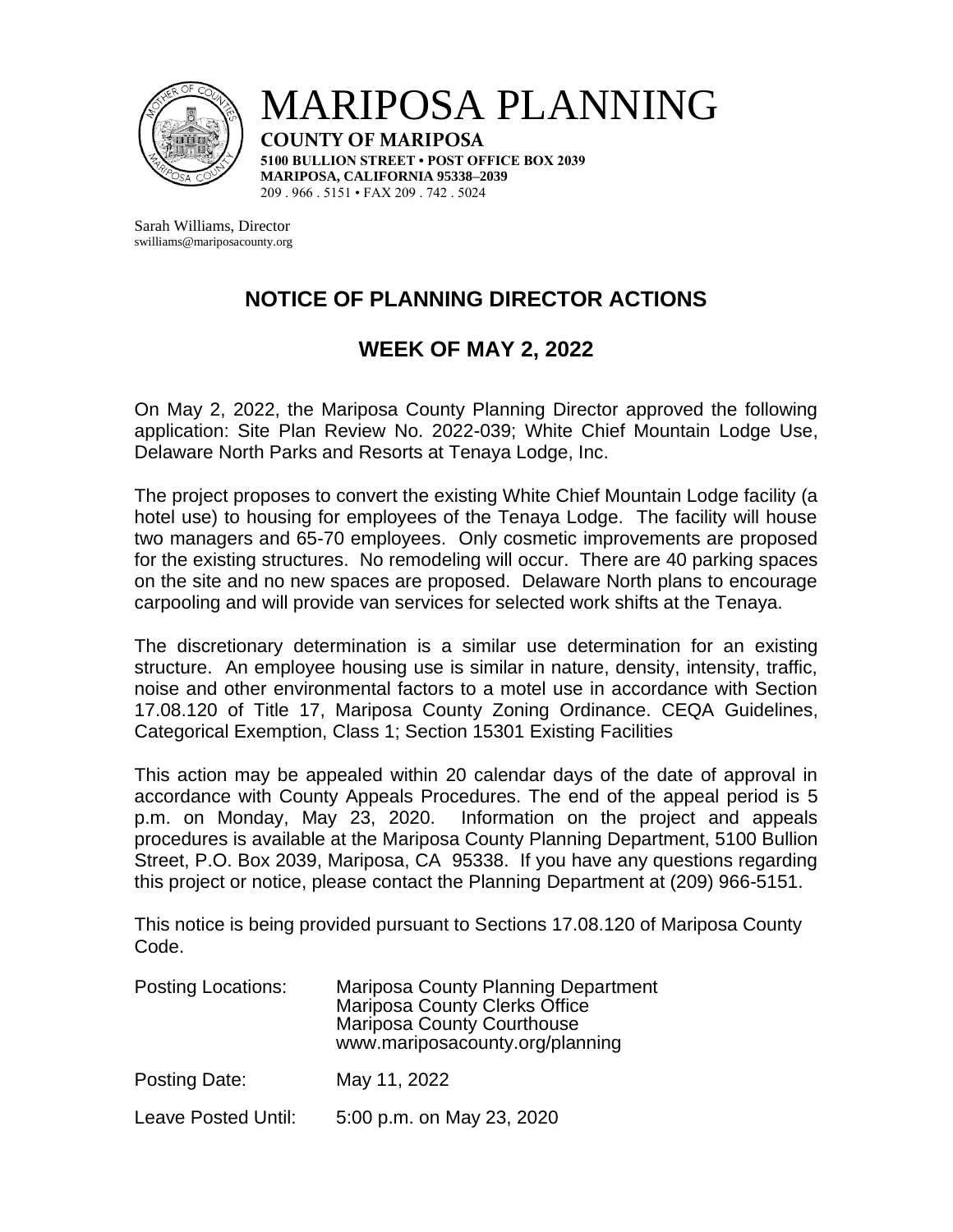# MARIPOSA PLANNING

**COUNTY OF MARIPOSA**

**5100 BULLION STREET • POST OFFICE BOX 2039**
**MARIPOSA, CALIFORNIA 95338–2039**
209 . 966 . 5151 • FAX 209 . 742 . 5024

Sarah Williams, Director
swilliams@mariposacounty.org

## NOTICE OF PLANNING DIRECTOR ACTIONS

## WEEK OF MAY 2, 2022

On May 2, 2022, the Mariposa County Planning Director approved the following application: Site Plan Review No. 2022-039; White Chief Mountain Lodge Use, Delaware North Parks and Resorts at Tenaya Lodge, Inc.

The project proposes to convert the existing White Chief Mountain Lodge facility (a hotel use) to housing for employees of the Tenaya Lodge. The facility will house two managers and 65-70 employees. Only cosmetic improvements are proposed for the existing structures. No remodeling will occur. There are 40 parking spaces on the site and no new spaces are proposed. Delaware North plans to encourage carpooling and will provide van services for selected work shifts at the Tenaya.

The discretionary determination is a similar use determination for an existing structure. An employee housing use is similar in nature, density, intensity, traffic, noise and other environmental factors to a motel use in accordance with Section 17.08.120 of Title 17, Mariposa County Zoning Ordinance. CEQA Guidelines, Categorical Exemption, Class 1; Section 15301 Existing Facilities

This action may be appealed within 20 calendar days of the date of approval in accordance with County Appeals Procedures. The end of the appeal period is 5 p.m. on Monday, May 23, 2020. Information on the project and appeals procedures is available at the Mariposa County Planning Department, 5100 Bullion Street, P.O. Box 2039, Mariposa, CA 95338. If you have any questions regarding this project or notice, please contact the Planning Department at (209) 966-5151.

This notice is being provided pursuant to Sections 17.08.120 of Mariposa County Code.

Posting Locations: Mariposa County Planning Department
Mariposa County Clerks Office
Mariposa County Courthouse
www.mariposacounty.org/planning

Posting Date: May 11, 2022

Leave Posted Until: 5:00 p.m. on May 23, 2020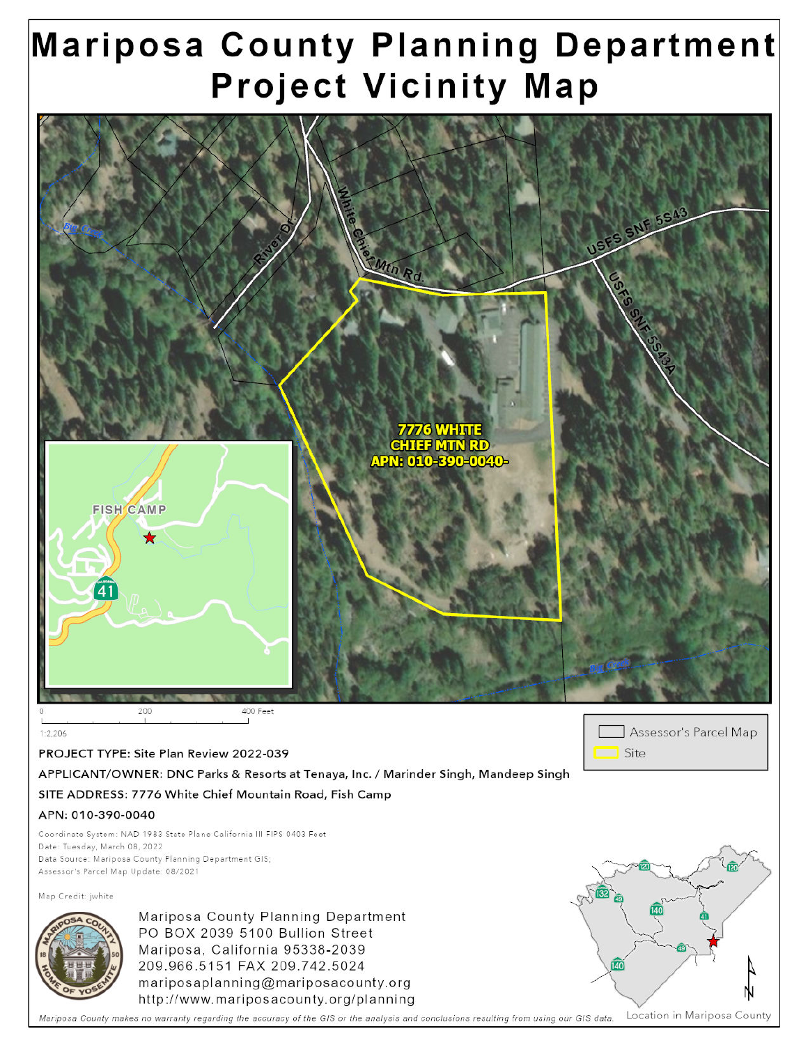# Mariposa County Planning Department
# Project Vicinity Map

River Dr.

White Chief Mtn Rd.

USFS SNF 5S43

USFS SNF 5S43A

Big Creek

7776 WHITE CHIEF MTN RD
APN: 010-390-0040-

FISH CAMP

41

0 200 400 Feet

1:2,206

Assessor's Parcel Map

Site

PROJECT TYPE: Site Plan Review 2022-039

APPLICANT/OWNER: DNC Parks & Resorts at Tenaya, Inc. / Marinder Singh, Mandeep Singh

SITE ADDRESS: 7776 White Chief Mountain Road, Fish Camp

APN: 010-390-0040

Coordinate System: NAD 1983 State Plane California III FIPS 0403 Feet
Date: Tuesday, March 08, 2022
Data Source: Mariposa County Planning Department GIS;
Assessor's Parcel Map Update: 08/2021

Map Credit: jwhite

Mariposa County Planning Department
PO BOX 2039 5100 Bullion Street
Mariposa, California 95338-2039
209.966.5151 FAX 209.742.5024
mariposaplanning@mariposacounty.org
http://www.mariposacounty.org/planning

120 120 132 49 140 41 49 140

N

Location in Mariposa County

*Mariposa County makes no warranty regarding the accuracy of the GIS or the analysis and conclusions resulting from using our GIS data.*